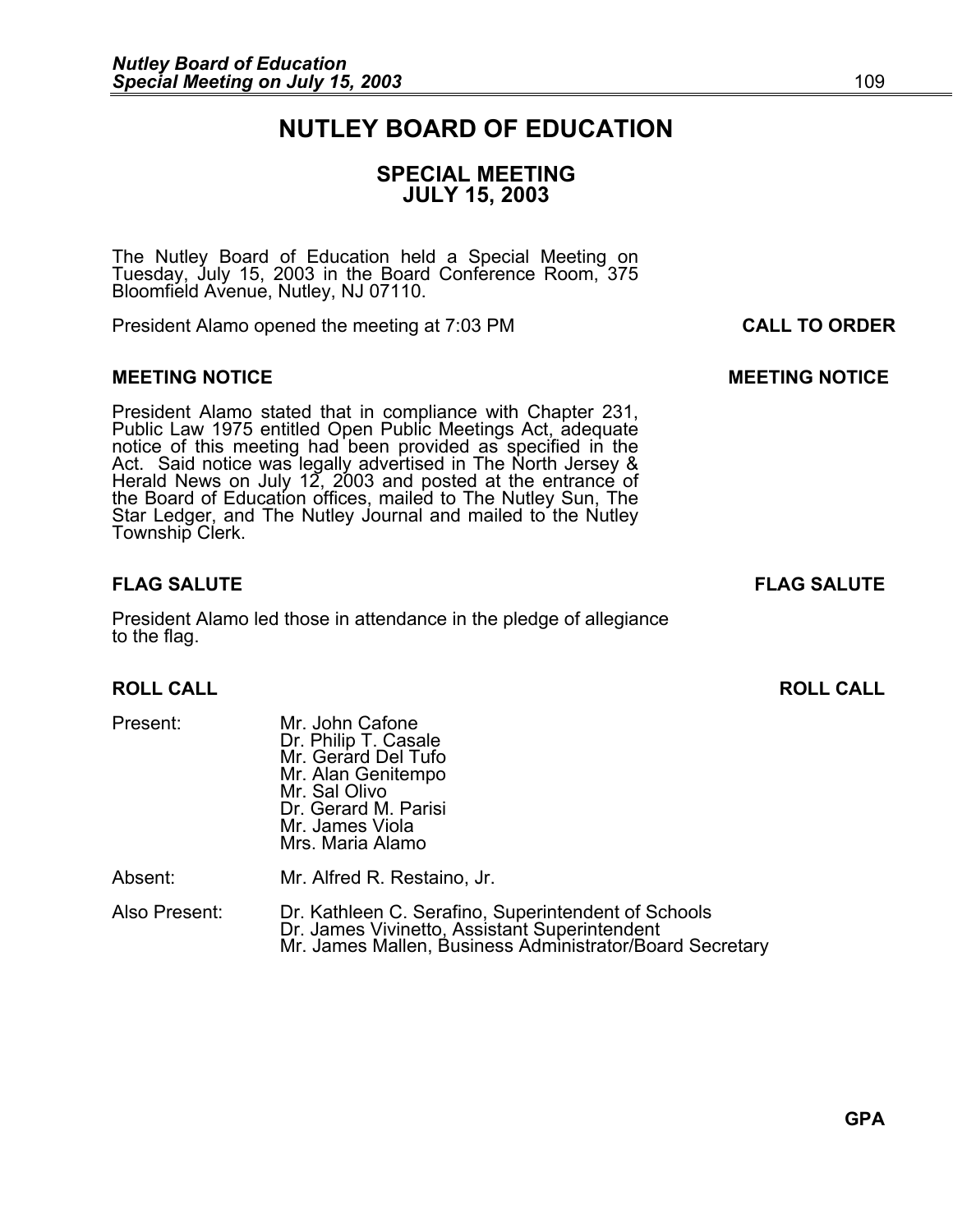# NUTLEY BOARD OF EDUCATION

## SPECIAL MEETING
## JULY 15, 2003

The Nutley Board of Education held a Special Meeting on Tuesday, July 15, 2003 in the Board Conference Room, 375 Bloomfield Avenue, Nutley, NJ 07110.

**CALL TO ORDER**

President Alamo opened the meeting at 7:03 PM

### MEETING NOTICE

President Alamo stated that in compliance with Chapter 231, Public Law 1975 entitled Open Public Meetings Act, adequate notice of this meeting had been provided as specified in the Act. Said notice was legally advertised in The North Jersey & Herald News on July 12, 2003 and posted at the entrance of the Board of Education offices, mailed to The Nutley Sun, The Star Ledger, and The Nutley Journal and mailed to the Nutley Township Clerk.

### FLAG SALUTE

President Alamo led those in attendance in the pledge of allegiance to the flag.

### ROLL CALL

Present:
- Mr. John Cafone
- Dr. Philip T. Casale
- Mr. Gerard Del Tufo
- Mr. Alan Genitempo
- Mr. Sal Olivo
- Dr. Gerard M. Parisi
- Mr. James Viola
- Mrs. Maria Alamo

Absent:
- Mr. Alfred R. Restaino, Jr.

Also Present:
- Dr. Kathleen C. Serafino, Superintendent of Schools
- Dr. James Vivinetto, Assistant Superintendent
- Mr. James Mallen, Business Administrator/Board Secretary

**GPA**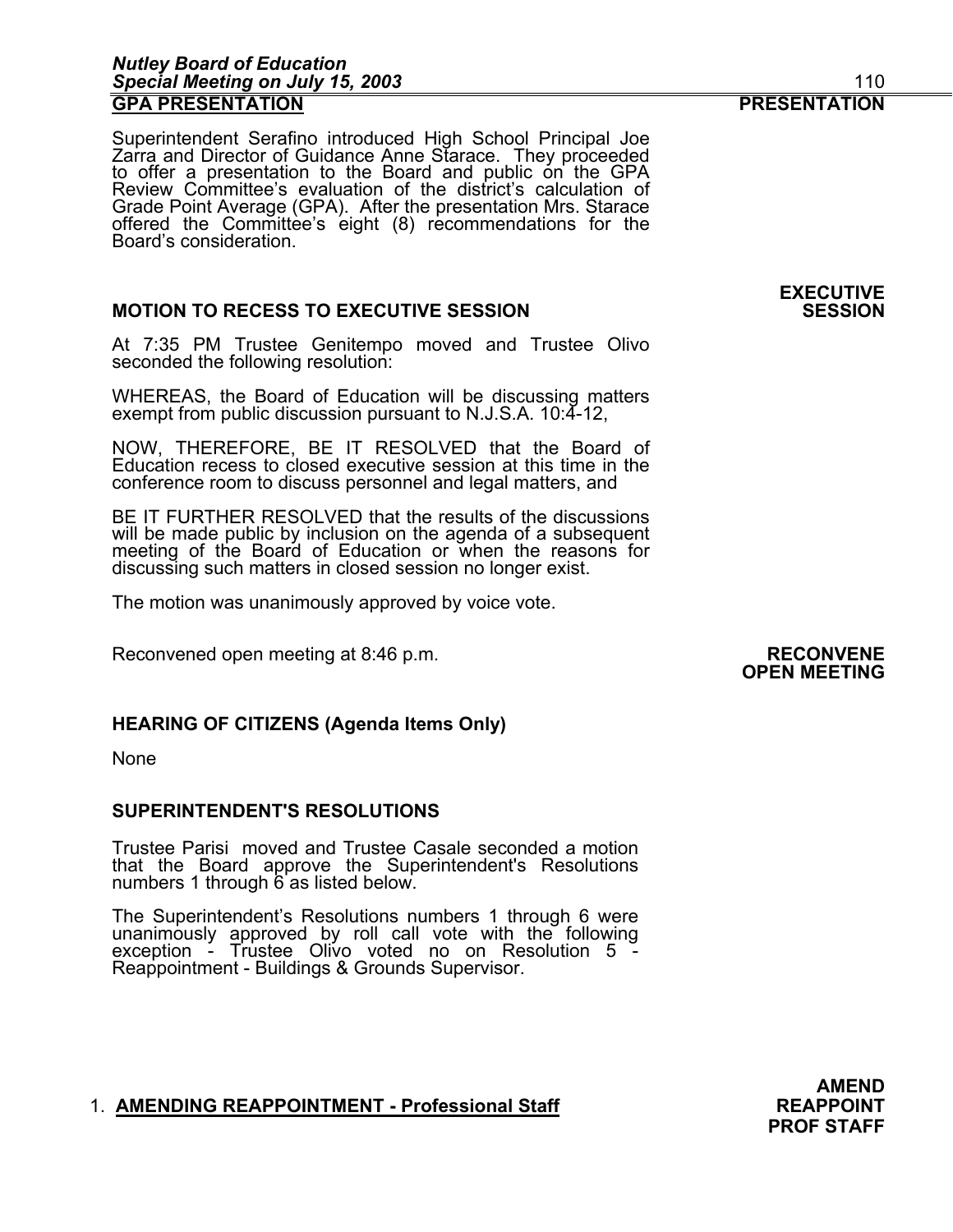## GPA PRESENTATION

**PRESENTATION**

Superintendent Serafino introduced High School Principal Joe Zarra and Director of Guidance Anne Starace. They proceeded to offer a presentation to the Board and public on the GPA Review Committee's evaluation of the district's calculation of Grade Point Average (GPA). After the presentation Mrs. Starace offered the Committee's eight (8) recommendations for the Board's consideration.

**EXECUTIVE SESSION**

### MOTION TO RECESS TO EXECUTIVE SESSION

At 7:35 PM Trustee Genitempo moved and Trustee Olivo seconded the following resolution:

WHEREAS, the Board of Education will be discussing matters exempt from public discussion pursuant to N.J.S.A. 10:4-12,

NOW, THEREFORE, BE IT RESOLVED that the Board of Education recess to closed executive session at this time in the conference room to discuss personnel and legal matters, and

BE IT FURTHER RESOLVED that the results of the discussions will be made public by inclusion on the agenda of a subsequent meeting of the Board of Education or when the reasons for discussing such matters in closed session no longer exist.

The motion was unanimously approved by voice vote.

Reconvened open meeting at 8:46 p.m.

**RECONVENE OPEN MEETING**

### HEARING OF CITIZENS (Agenda Items Only)

None

### SUPERINTENDENT'S RESOLUTIONS

Trustee Parisi moved and Trustee Casale seconded a motion that the Board approve the Superintendent's Resolutions numbers 1 through 6 as listed below.

The Superintendent's Resolutions numbers 1 through 6 were unanimously approved by roll call vote with the following exception - Trustee Olivo voted no on Resolution 5 - Reappointment - Buildings & Grounds Supervisor.

1. **AMENDING REAPPOINTMENT - Professional Staff**

**AMEND REAPPOINT PROF STAFF**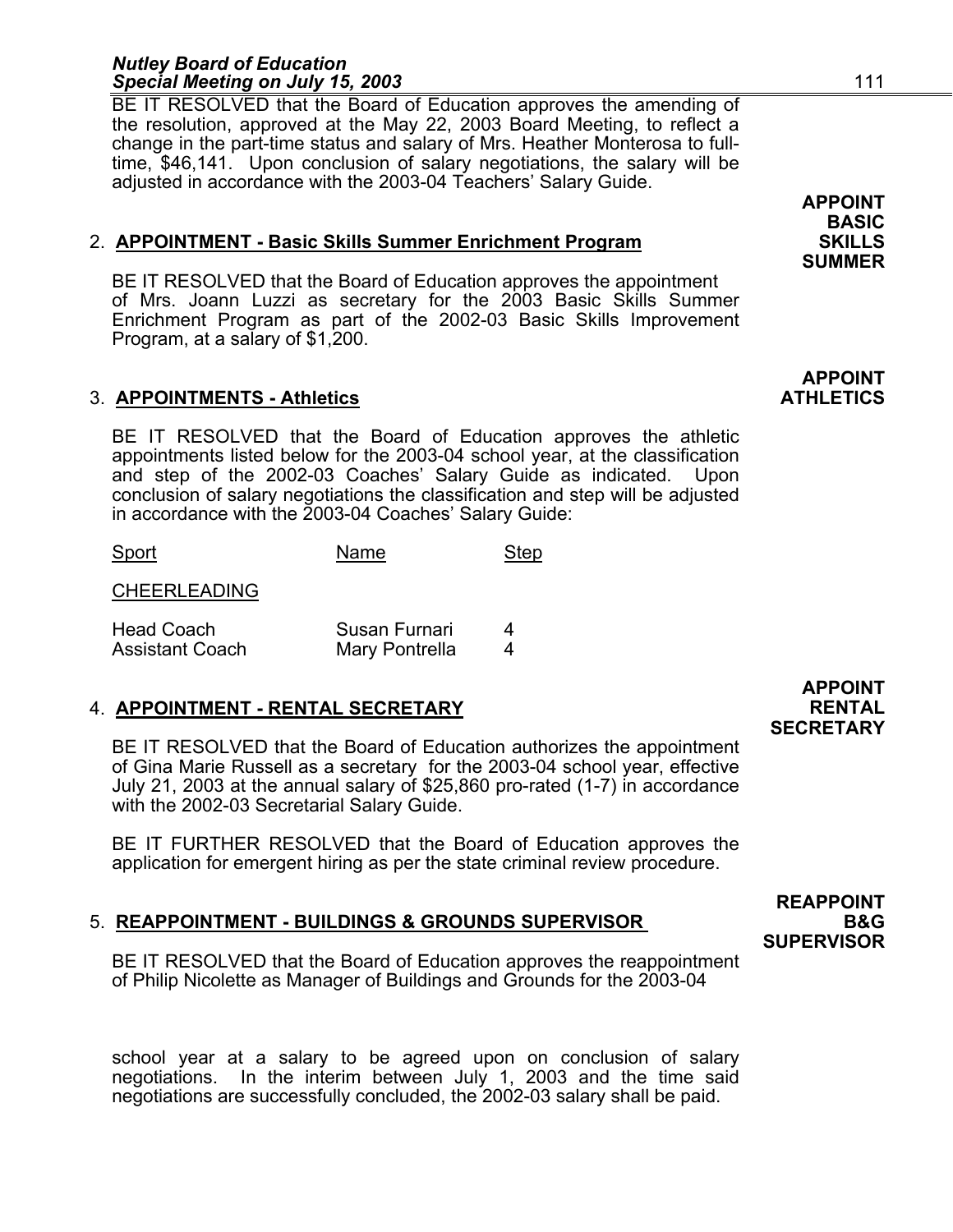BE IT RESOLVED that the Board of Education approves the amending of the resolution, approved at the May 22, 2003 Board Meeting, to reflect a change in the part-time status and salary of Mrs. Heather Monterosa to full-time, $46,141. Upon conclusion of salary negotiations, the salary will be adjusted in accordance with the 2003-04 Teachers' Salary Guide.

**APPOINT BASIC SKILLS SUMMER**

2. **APPOINTMENT - Basic Skills Summer Enrichment Program**

BE IT RESOLVED that the Board of Education approves the appointment of Mrs. Joann Luzzi as secretary for the 2003 Basic Skills Summer Enrichment Program as part of the 2002-03 Basic Skills Improvement Program, at a salary of $1,200.

**APPOINT ATHLETICS**

3. **APPOINTMENTS - Athletics**

BE IT RESOLVED that the Board of Education approves the athletic appointments listed below for the 2003-04 school year, at the classification and step of the 2002-03 Coaches' Salary Guide as indicated. Upon conclusion of salary negotiations the classification and step will be adjusted in accordance with the 2003-04 Coaches' Salary Guide:

| Sport | Name | Step |
|---|---|---|
| CHEERLEADING | | |
| Head Coach | Susan Furnari | 4 |
| Assistant Coach | Mary Pontrella | 4 |

**APPOINT RENTAL SECRETARY**

4. **APPOINTMENT - RENTAL SECRETARY**

BE IT RESOLVED that the Board of Education authorizes the appointment of Gina Marie Russell as a secretary for the 2003-04 school year, effective July 21, 2003 at the annual salary of $25,860 pro-rated (1-7) in accordance with the 2002-03 Secretarial Salary Guide.

BE IT FURTHER RESOLVED that the Board of Education approves the application for emergent hiring as per the state criminal review procedure.

**REAPPOINT B&G SUPERVISOR**

5. **REAPPOINTMENT - BUILDINGS & GROUNDS SUPERVISOR**

BE IT RESOLVED that the Board of Education approves the reappointment of Philip Nicolette as Manager of Buildings and Grounds for the 2003-04 school year at a salary to be agreed upon on conclusion of salary negotiations. In the interim between July 1, 2003 and the time said negotiations are successfully concluded, the 2002-03 salary shall be paid.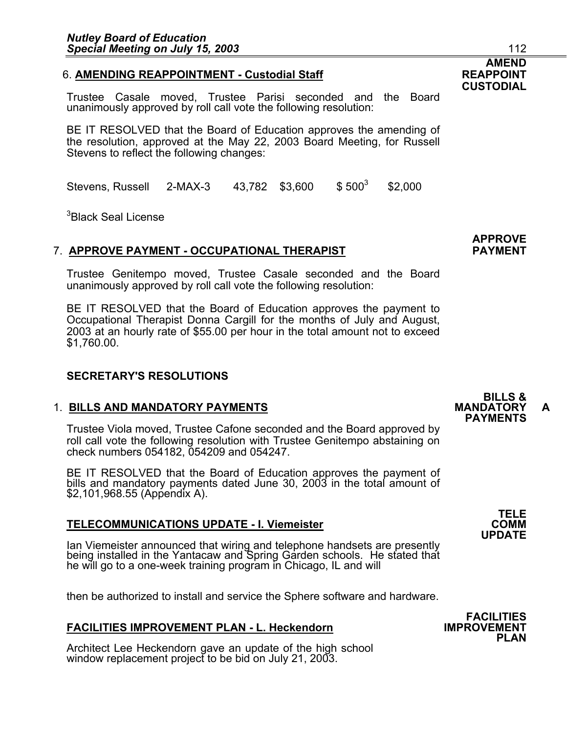6. **AMENDING REAPPOINTMENT - Custodial Staff**

**AMEND REAPPOINT CUSTODIAL**

Trustee Casale moved, Trustee Parisi seconded and the Board unanimously approved by roll call vote the following resolution:

BE IT RESOLVED that the Board of Education approves the amending of the resolution, approved at the May 22, 2003 Board Meeting, for Russell Stevens to reflect the following changes:

| | | | | | |
|---|---|---|---|---|---|
| Stevens, Russell | 2-MAX-3 | 43,782 | $3,600 | $ 500[3] | $2,000 |

[3]Black Seal License

7. **APPROVE PAYMENT - OCCUPATIONAL THERAPIST**

**APPROVE PAYMENT**

Trustee Genitempo moved, Trustee Casale seconded and the Board unanimously approved by roll call vote the following resolution:

BE IT RESOLVED that the Board of Education approves the payment to Occupational Therapist Donna Cargill for the months of July and August, 2003 at an hourly rate of $55.00 per hour in the total amount not to exceed $1,760.00.

## SECRETARY'S RESOLUTIONS

1. **BILLS AND MANDATORY PAYMENTS**

**BILLS & MANDATORY PAYMENTS** A

Trustee Viola moved, Trustee Cafone seconded and the Board approved by roll call vote the following resolution with Trustee Genitempo abstaining on check numbers 054182, 054209 and 054247.

BE IT RESOLVED that the Board of Education approves the payment of bills and mandatory payments dated June 30, 2003 in the total amount of $2,101,968.55 (Appendix A).

**TELECOMMUNICATIONS UPDATE - I. Viemeister**

**TELE COMM UPDATE**

Ian Viemeister announced that wiring and telephone handsets are presently being installed in the Yantacaw and Spring Garden schools. He stated that he will go to a one-week training program in Chicago, IL and will

then be authorized to install and service the Sphere software and hardware.

**FACILITIES IMPROVEMENT PLAN - L. Heckendorn**

**FACILITIES IMPROVEMENT PLAN**

Architect Lee Heckendorn gave an update of the high school window replacement project to be bid on July 21, 2003.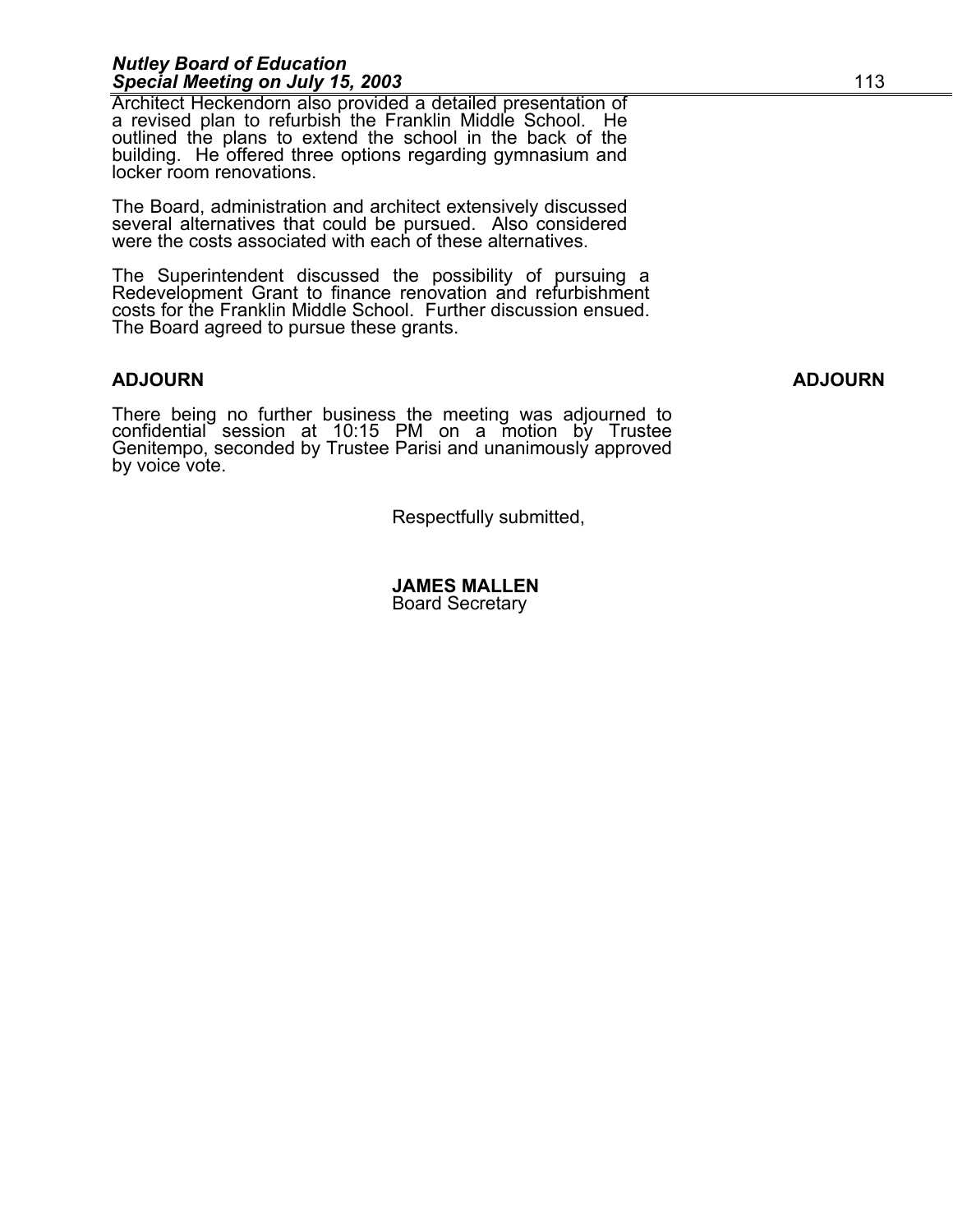Architect Heckendorn also provided a detailed presentation of a revised plan to refurbish the Franklin Middle School. He outlined the plans to extend the school in the back of the building. He offered three options regarding gymnasium and locker room renovations.

The Board, administration and architect extensively discussed several alternatives that could be pursued. Also considered were the costs associated with each of these alternatives.

The Superintendent discussed the possibility of pursuing a Redevelopment Grant to finance renovation and refurbishment costs for the Franklin Middle School. Further discussion ensued. The Board agreed to pursue these grants.

**ADJOURN** **ADJOURN**

There being no further business the meeting was adjourned to confidential session at 10:15 PM on a motion by Trustee Genitempo, seconded by Trustee Parisi and unanimously approved by voice vote.

Respectfully submitted,

**JAMES MALLEN**
Board Secretary